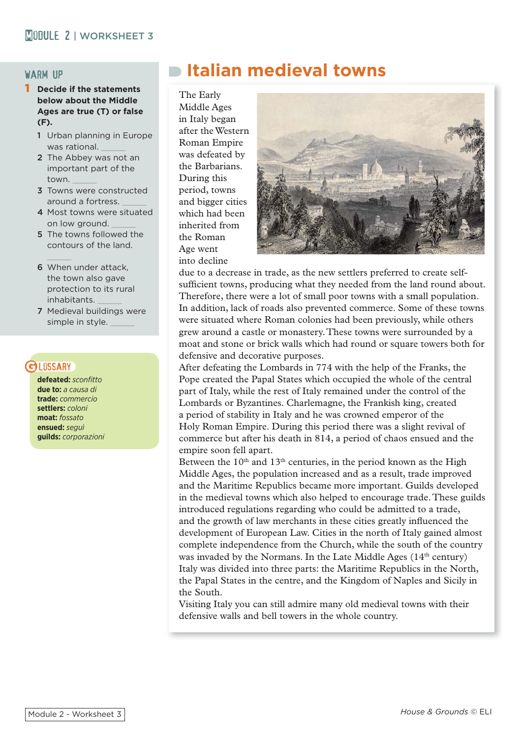## WARM UP

**1 Decide if the statements below about the Middle Ages are true (T) or false (F).**

1. Urban planning in Europe was rational. ______
2. The Abbey was not an important part of the town. ______
3. Towns were constructed around a fortress. ______
4. Most towns were situated on low ground. ______
5. The towns followed the contours of the land. ______
6. When under attack, the town also gave protection to its rural inhabitants. ______
7. Medieval buildings were simple in style. ______

## GLOSSARY

**defeated:** *sconfitto*
**due to:** *a causa di*
**trade:** *commercio*
**settlers:** *coloni*
**moat:** *fossato*
**ensued:** *seguì*
**guilds:** *corporazioni*

# Italian medieval towns

The Early Middle Ages in Italy began after the Western Roman Empire was defeated by the Barbarians. During this period, towns and bigger cities which had been inherited from the Roman Age went into decline due to a decrease in trade, as the new settlers preferred to create self-sufficient towns, producing what they needed from the land round about. Therefore, there were a lot of small poor towns with a small population. In addition, lack of roads also prevented commerce. Some of these towns were situated where Roman colonies had been previously, while others grew around a castle or monastery. These towns were surrounded by a moat and stone or brick walls which had round or square towers both for defensive and decorative purposes.

After defeating the Lombards in 774 with the help of the Franks, the Pope created the Papal States which occupied the whole of the central part of Italy, while the rest of Italy remained under the control of the Lombards or Byzantines. Charlemagne, the Frankish king, created a period of stability in Italy and he was crowned emperor of the Holy Roman Empire. During this period there was a slight revival of commerce but after his death in 814, a period of chaos ensued and the empire soon fell apart.

Between the 10th and 13th centuries, in the period known as the High Middle Ages, the population increased and as a result, trade improved and the Maritime Republics became more important. Guilds developed in the medieval towns which also helped to encourage trade. These guilds introduced regulations regarding who could be admitted to a trade, and the growth of law merchants in these cities greatly influenced the development of European Law. Cities in the north of Italy gained almost complete independence from the Church, while the south of the country was invaded by the Normans. In the Late Middle Ages (14th century) Italy was divided into three parts: the Maritime Republics in the North, the Papal States in the centre, and the Kingdom of Naples and Sicily in the South.

Visiting Italy you can still admire many old medieval towns with their defensive walls and bell towers in the whole country.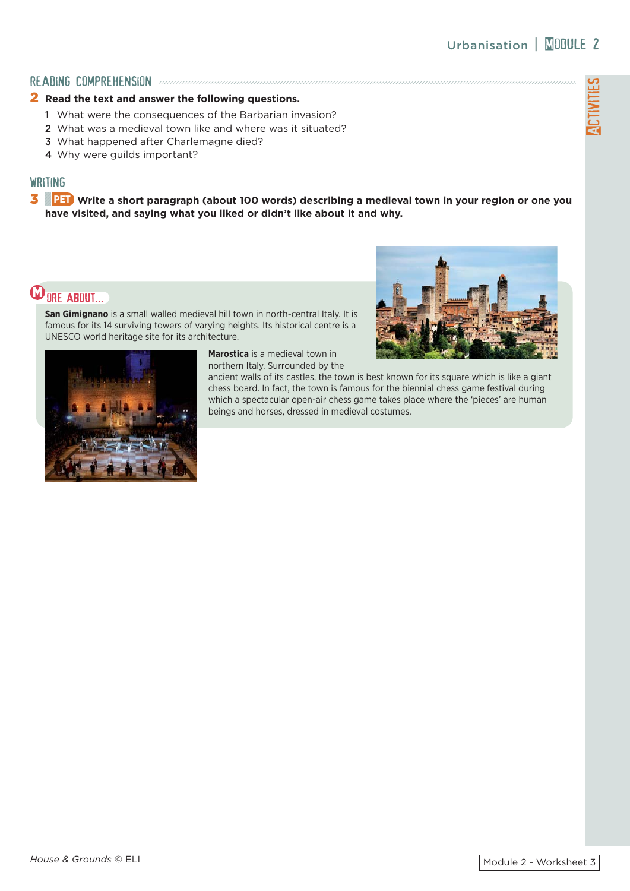## READING COMPREHENSION

**2 Read the text and answer the following questions.**

1 What were the consequences of the Barbarian invasion?
2 What was a medieval town like and where was it situated?
3 What happened after Charlemagne died?
4 Why were guilds important?

## WRITING

**3 PET Write a short paragraph (about 100 words) describing a medieval town in your region or one you have visited, and saying what you liked or didn't like about it and why.**

### MORE ABOUT...

**San Gimignano** is a small walled medieval hill town in north-central Italy. It is famous for its 14 surviving towers of varying heights. Its historical centre is a UNESCO world heritage site for its architecture.

**Marostica** is a medieval town in northern Italy. Surrounded by the ancient walls of its castles, the town is best known for its square which is like a giant chess board. In fact, the town is famous for the biennial chess game festival during which a spectacular open-air chess game takes place where the 'pieces' are human beings and horses, dressed in medieval costumes.